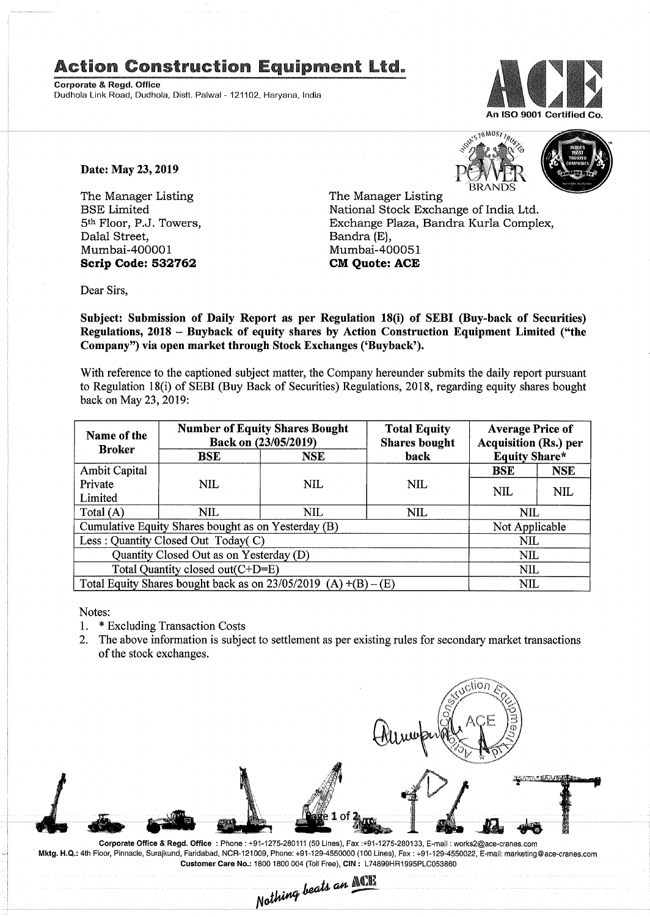# Action Construction Equipment Ltd.

**Corporate & Regd. Office**
Dudhola Link Road, Dudhola, Distt. Palwal - 121102, Haryana, India

An ISO 9001 Certified Co.

**Date: May 23, 2019**

The Manager Listing
BSE Limited
5th Floor, P.J. Towers,
Dalal Street,
Mumbai-400001
**Scrip Code: 532762**

The Manager Listing
National Stock Exchange of India Ltd.
Exchange Plaza, Bandra Kurla Complex,
Bandra (E),
Mumbai-400051
**CM Quote: ACE**

Dear Sirs,

**Subject: Submission of Daily Report as per Regulation 18(i) of SEBI (Buy-back of Securities) Regulations, 2018 – Buyback of equity shares by Action Construction Equipment Limited ("the Company") via open market through Stock Exchanges ('Buyback').**

With reference to the captioned subject matter, the Company hereunder submits the daily report pursuant to Regulation 18(i) of SEBI (Buy Back of Securities) Regulations, 2018, regarding equity shares bought back on May 23, 2019:

| Name of the Broker | Number of Equity Shares Bought Back on (23/05/2019) | | Total Equity Shares bought back | Average Price of Acquisition (Rs.) per Equity Share* | |
|---|---|---|---|---|---|
| | BSE | NSE | | BSE | NSE |
| Ambit Capital Private Limited | NIL | NIL | NIL | NIL | NIL |
| Total (A) | NIL | NIL | NIL | NIL | |
| Cumulative Equity Shares bought as on Yesterday (B) | | | | Not Applicable | |
| Less : Quantity Closed Out Today( C) | | | | NIL | |
| Quantity Closed Out as on Yesterday (D) | | | | NIL | |
| Total Quantity closed out(C+D=E) | | | | NIL | |
| Total Equity Shares bought back as on 23/05/2019 (A) +(B) – (E) | | | | NIL | |

Notes:

1. * Excluding Transaction Costs
2. The above information is subject to settlement as per existing rules for secondary market transactions of the stock exchanges.

Corporate Office & Regd. Office : Phone : +91-1275-280111 (50 Lines), Fax :+91-1275-280133, E-mail : works2@ace-cranes.com
Mktg. H.Q.: 4th Floor, Pinnacle, Surajkund, Faridabad, NCR-121009, Phone: +91-129-4550000 (100 Lines), Fax : +91-129-4550022, E-mail: marketing@ace-cranes.com
Customer Care No.: 1800 1800 004 (Toll Free), CIN : L74899HR1995PLC053860

*Nothing beats an ACE*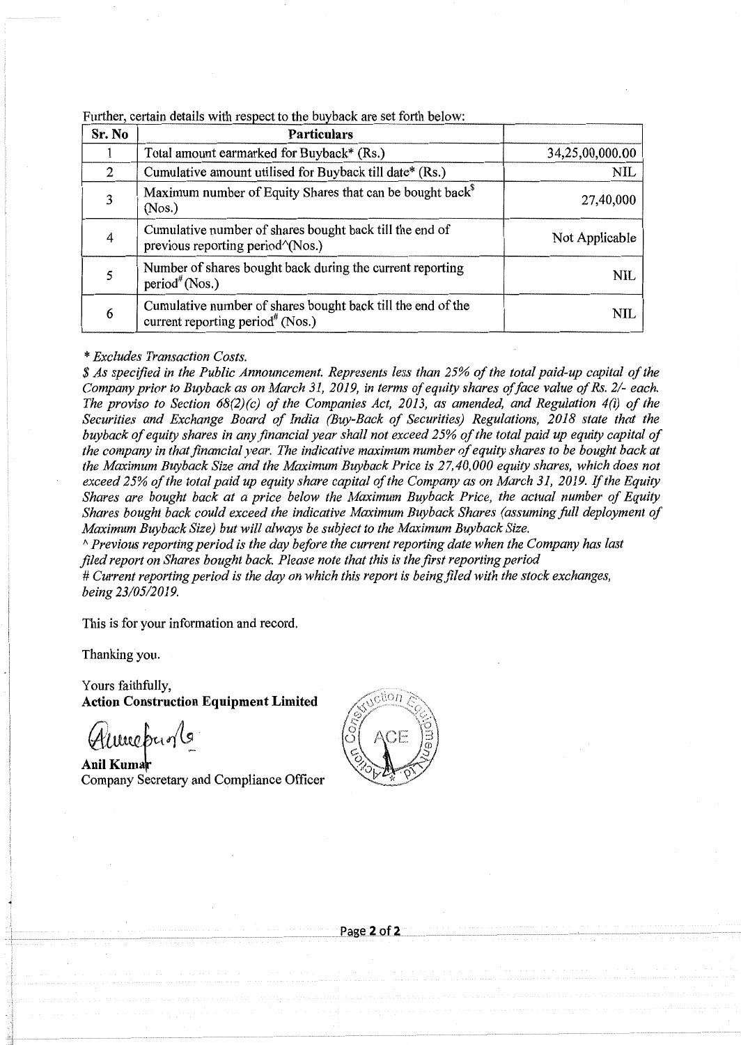Further, certain details with respect to the buyback are set forth below:

| Sr. No | Particulars | |
|---|---|---|
| 1 | Total amount earmarked for Buyback* (Rs.) | 34,25,00,000.00 |
| 2 | Cumulative amount utilised for Buyback till date* (Rs.) | NIL |
| 3 | Maximum number of Equity Shares that can be bought back$ (Nos.) | 27,40,000 |
| 4 | Cumulative number of shares bought back till the end of previous reporting period^(Nos.) | Not Applicable |
| 5 | Number of shares bought back during the current reporting period# (Nos.) | NIL |
| 6 | Cumulative number of shares bought back till the end of the current reporting period# (Nos.) | NIL |

*\* Excludes Transaction Costs.*

*$ As specified in the Public Announcement. Represents less than 25% of the total paid-up capital of the Company prior to Buyback as on March 31, 2019, in terms of equity shares of face value of Rs. 2/- each. The proviso to Section 68(2)(c) of the Companies Act, 2013, as amended, and Regulation 4(i) of the Securities and Exchange Board of India (Buy-Back of Securities) Regulations, 2018 state that the buyback of equity shares in any financial year shall not exceed 25% of the total paid up equity capital of the company in that financial year. The indicative maximum number of equity shares to be bought back at the Maximum Buyback Size and the Maximum Buyback Price is 27,40,000 equity shares, which does not exceed 25% of the total paid up equity share capital of the Company as on March 31, 2019. If the Equity Shares are bought back at a price below the Maximum Buyback Price, the actual number of Equity Shares bought back could exceed the indicative Maximum Buyback Shares (assuming full deployment of Maximum Buyback Size) but will always be subject to the Maximum Buyback Size.*

*^ Previous reporting period is the day before the current reporting date when the Company has last filed report on Shares bought back. Please note that this is the first reporting period*

*# Current reporting period is the day on which this report is being filed with the stock exchanges, being 23/05/2019.*

This is for your information and record.

Thanking you.

Yours faithfully,

**Action Construction Equipment Limited**

**Anil Kumar**

Company Secretary and Compliance Officer